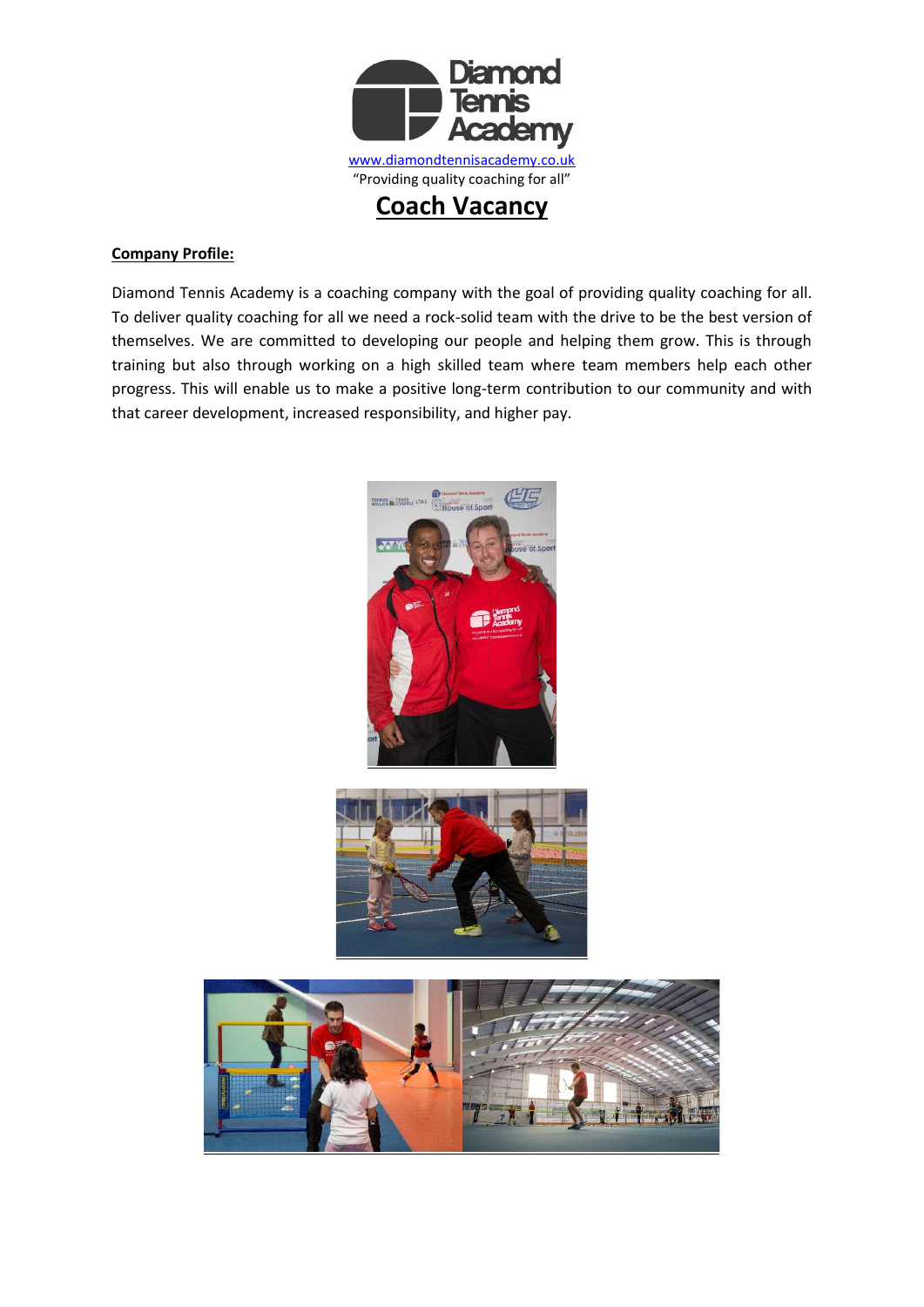Diamond Tennis Academy

www.diamondtennisacademy.co.uk

"Providing quality coaching for all"

# Coach Vacancy

**Company Profile:**

Diamond Tennis Academy is a coaching company with the goal of providing quality coaching for all. To deliver quality coaching for all we need a rock-solid team with the drive to be the best version of themselves. We are committed to developing our people and helping them grow. This is through training but also through working on a high skilled team where team members help each other progress. This will enable us to make a positive long-term contribution to our community and with that career development, increased responsibility, and higher pay.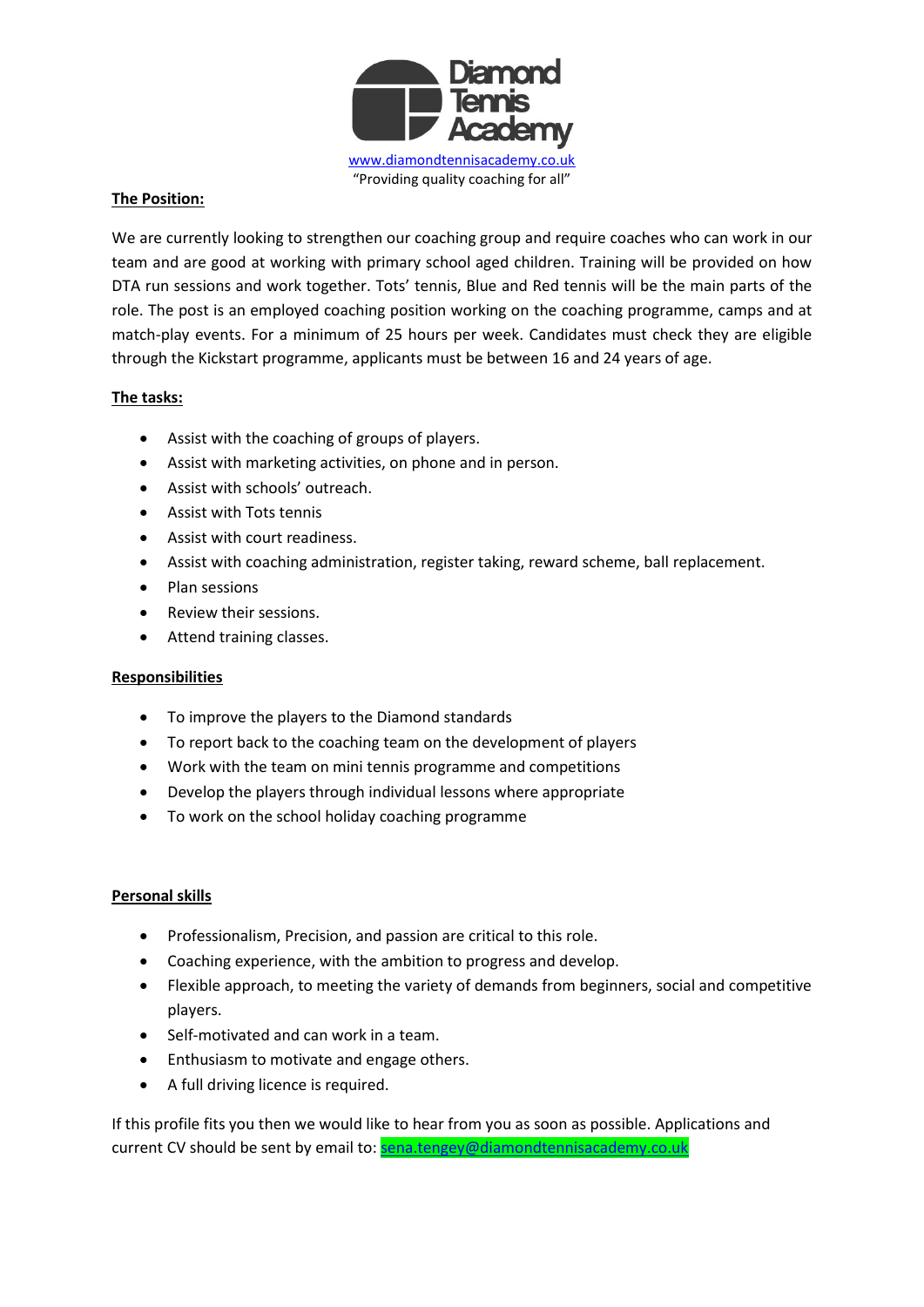Diamond Tennis Academy

www.diamondtennisacademy.co.uk

"Providing quality coaching for all"

**The Position:**

We are currently looking to strengthen our coaching group and require coaches who can work in our team and are good at working with primary school aged children. Training will be provided on how DTA run sessions and work together. Tots' tennis, Blue and Red tennis will be the main parts of the role. The post is an employed coaching position working on the coaching programme, camps and at match-play events. For a minimum of 25 hours per week. Candidates must check they are eligible through the Kickstart programme, applicants must be between 16 and 24 years of age.

**The tasks:**

- Assist with the coaching of groups of players.
- Assist with marketing activities, on phone and in person.
- Assist with schools' outreach.
- Assist with Tots tennis
- Assist with court readiness.
- Assist with coaching administration, register taking, reward scheme, ball replacement.
- Plan sessions
- Review their sessions.
- Attend training classes.

**Responsibilities**

- To improve the players to the Diamond standards
- To report back to the coaching team on the development of players
- Work with the team on mini tennis programme and competitions
- Develop the players through individual lessons where appropriate
- To work on the school holiday coaching programme

**Personal skills**

- Professionalism, Precision, and passion are critical to this role.
- Coaching experience, with the ambition to progress and develop.
- Flexible approach, to meeting the variety of demands from beginners, social and competitive players.
- Self-motivated and can work in a team.
- Enthusiasm to motivate and engage others.
- A full driving licence is required.

If this profile fits you then we would like to hear from you as soon as possible. Applications and current CV should be sent by email to: sena.tengey@diamondtennisacademy.co.uk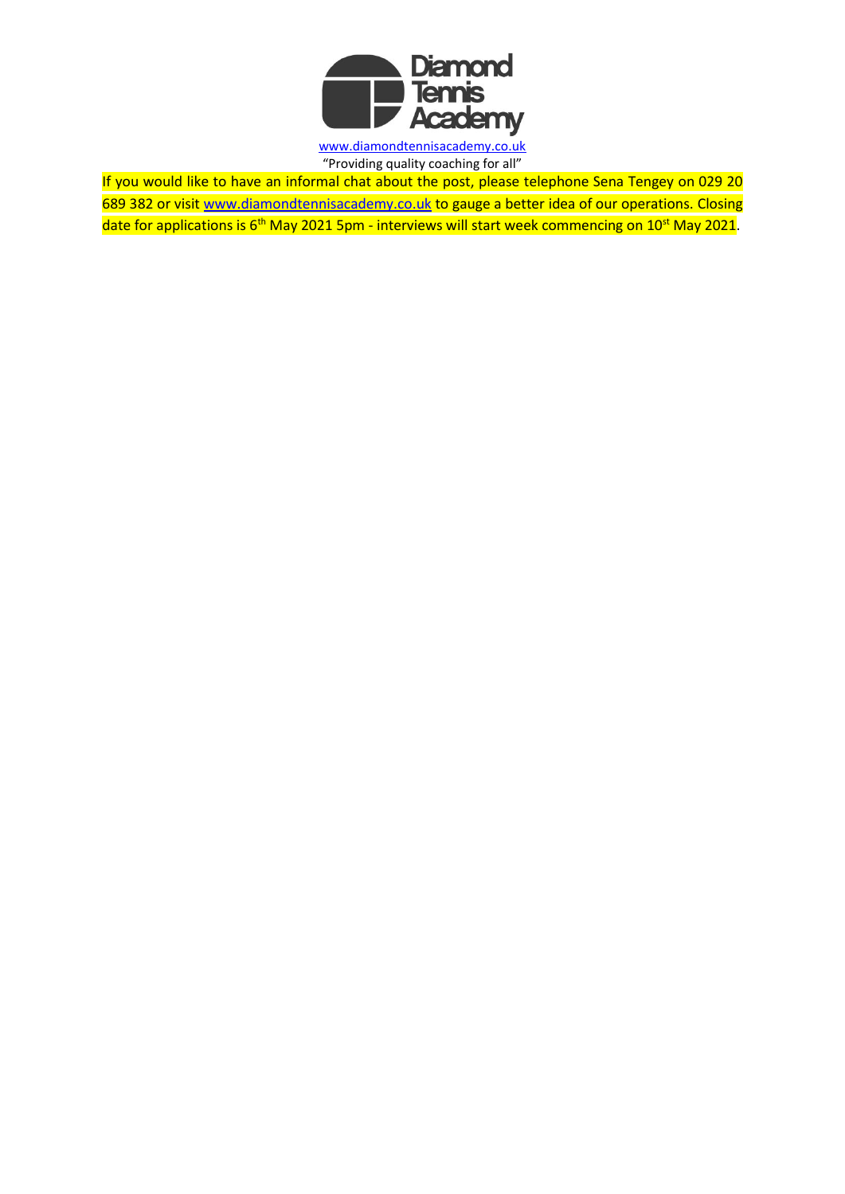Diamond Tennis Academy

www.diamondtennisacademy.co.uk

"Providing quality coaching for all"

If you would like to have an informal chat about the post, please telephone Sena Tengey on 029 20 689 382 or visit www.diamondtennisacademy.co.uk to gauge a better idea of our operations. Closing date for applications is 6th May 2021 5pm - interviews will start week commencing on 10st May 2021.